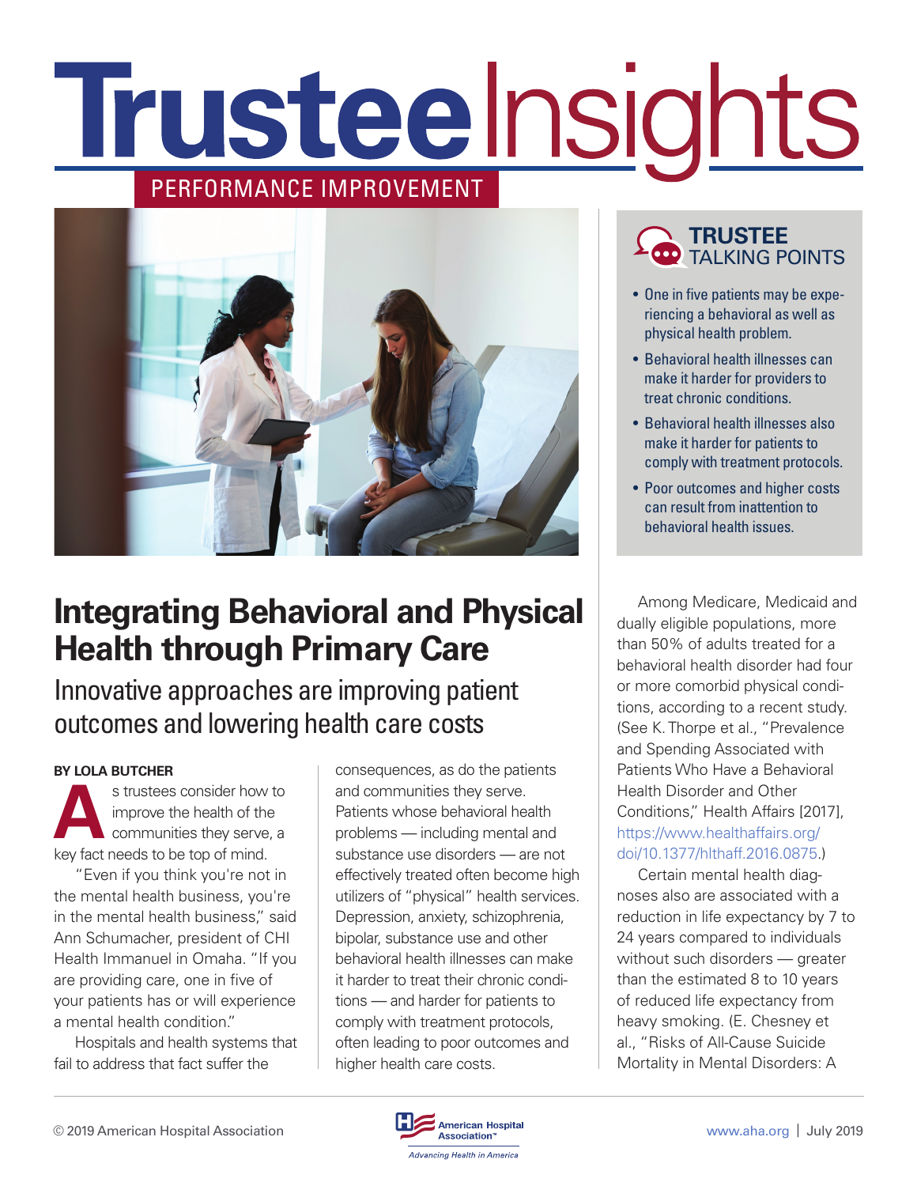# TrusteeInsights

PERFORMANCE IMPROVEMENT

## Integrating Behavioral and Physical Health through Primary Care

### Innovative approaches are improving patient outcomes and lowering health care costs

**BY LOLA BUTCHER**

As trustees consider how to improve the health of the communities they serve, a key fact needs to be top of mind.

"Even if you think you're not in the mental health business, you're in the mental health business," said Ann Schumacher, president of CHI Health Immanuel in Omaha. "If you are providing care, one in five of your patients has or will experience a mental health condition."

Hospitals and health systems that fail to address that fact suffer the consequences, as do the patients and communities they serve. Patients whose behavioral health problems — including mental and substance use disorders — are not effectively treated often become high utilizers of "physical" health services. Depression, anxiety, schizophrenia, bipolar, substance use and other behavioral health illnesses can make it harder to treat their chronic conditions — and harder for patients to comply with treatment protocols, often leading to poor outcomes and higher health care costs.

### TRUSTEE TALKING POINTS

- One in five patients may be experiencing a behavioral as well as physical health problem.
- Behavioral health illnesses can make it harder for providers to treat chronic conditions.
- Behavioral health illnesses also make it harder for patients to comply with treatment protocols.
- Poor outcomes and higher costs can result from inattention to behavioral health issues.

Among Medicare, Medicaid and dually eligible populations, more than 50% of adults treated for a behavioral health disorder had four or more comorbid physical conditions, according to a recent study. (See K. Thorpe et al., "Prevalence and Spending Associated with Patients Who Have a Behavioral Health Disorder and Other Conditions," Health Affairs [2017], https://www.healthaffairs.org/doi/10.1377/hlthaff.2016.0875.)

Certain mental health diagnoses also are associated with a reduction in life expectancy by 7 to 24 years compared to individuals without such disorders — greater than the estimated 8 to 10 years of reduced life expectancy from heavy smoking. (E. Chesney et al., "Risks of All-Cause Suicide Mortality in Mental Disorders: A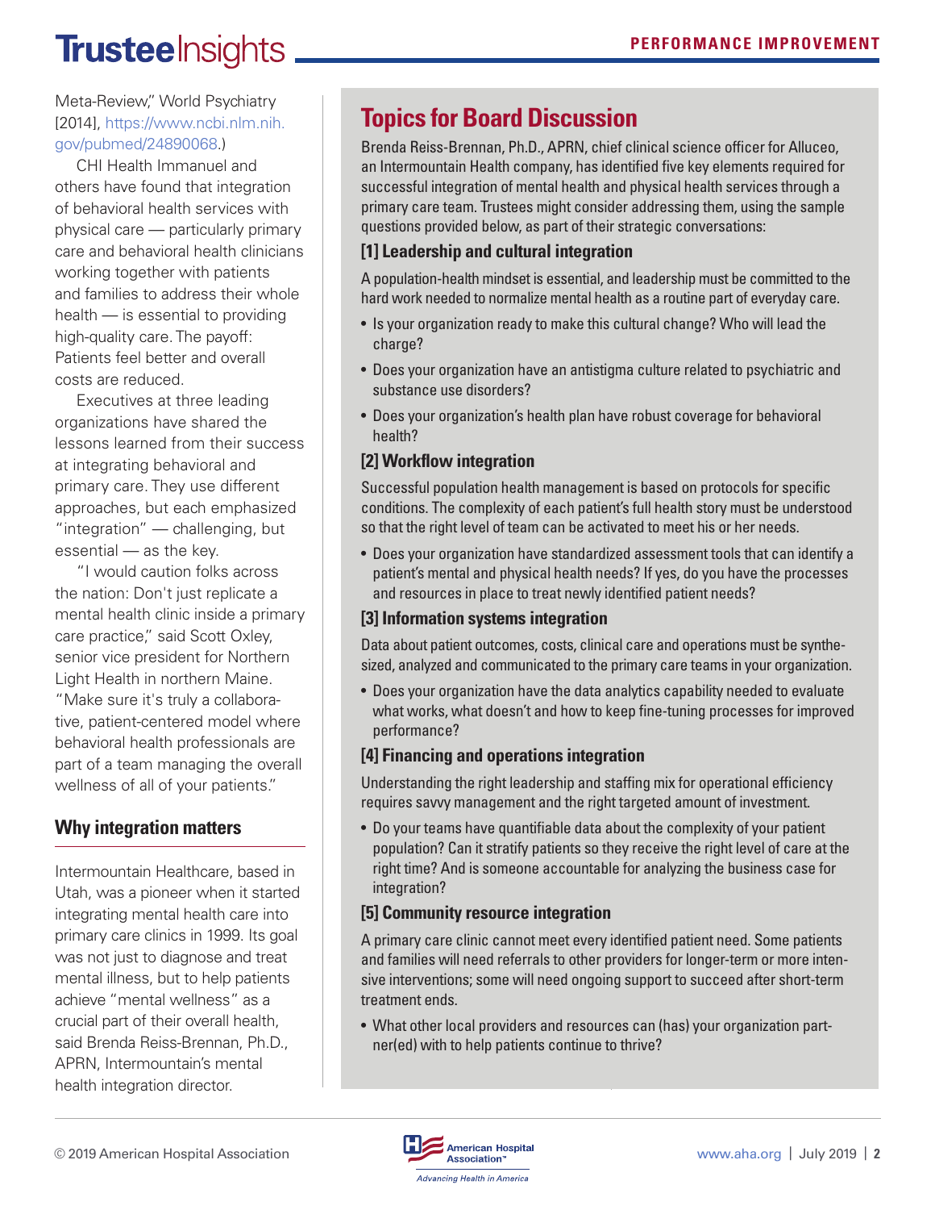Meta-Review," World Psychiatry [2014], https://www.ncbi.nlm.nih.gov/pubmed/24890068.)

CHI Health Immanuel and others have found that integration of behavioral health services with physical care — particularly primary care and behavioral health clinicians working together with patients and families to address their whole health — is essential to providing high-quality care. The payoff: Patients feel better and overall costs are reduced.

Executives at three leading organizations have shared the lessons learned from their success at integrating behavioral and primary care. They use different approaches, but each emphasized "integration" — challenging, but essential — as the key.

"I would caution folks across the nation: Don't just replicate a mental health clinic inside a primary care practice," said Scott Oxley, senior vice president for Northern Light Health in northern Maine. "Make sure it's truly a collaborative, patient-centered model where behavioral health professionals are part of a team managing the overall wellness of all of your patients."

## Why integration matters

Intermountain Healthcare, based in Utah, was a pioneer when it started integrating mental health care into primary care clinics in 1999. Its goal was not just to diagnose and treat mental illness, but to help patients achieve "mental wellness" as a crucial part of their overall health, said Brenda Reiss-Brennan, Ph.D., APRN, Intermountain's mental health integration director.

## Topics for Board Discussion

Brenda Reiss-Brennan, Ph.D., APRN, chief clinical science officer for Alluceo, an Intermountain Health company, has identified five key elements required for successful integration of mental health and physical health services through a primary care team. Trustees might consider addressing them, using the sample questions provided below, as part of their strategic conversations:

### [1] Leadership and cultural integration

A population-health mindset is essential, and leadership must be committed to the hard work needed to normalize mental health as a routine part of everyday care.

- Is your organization ready to make this cultural change? Who will lead the charge?
- Does your organization have an antistigma culture related to psychiatric and substance use disorders?
- Does your organization's health plan have robust coverage for behavioral health?

### [2] Workflow integration

Successful population health management is based on protocols for specific conditions. The complexity of each patient's full health story must be understood so that the right level of team can be activated to meet his or her needs.

- Does your organization have standardized assessment tools that can identify a patient's mental and physical health needs? If yes, do you have the processes and resources in place to treat newly identified patient needs?

### [3] Information systems integration

Data about patient outcomes, costs, clinical care and operations must be synthesized, analyzed and communicated to the primary care teams in your organization.

- Does your organization have the data analytics capability needed to evaluate what works, what doesn't and how to keep fine-tuning processes for improved performance?

### [4] Financing and operations integration

Understanding the right leadership and staffing mix for operational efficiency requires savvy management and the right targeted amount of investment.

- Do your teams have quantifiable data about the complexity of your patient population? Can it stratify patients so they receive the right level of care at the right time? And is someone accountable for analyzing the business case for integration?

### [5] Community resource integration

A primary care clinic cannot meet every identified patient need. Some patients and families will need referrals to other providers for longer-term or more intensive interventions; some will need ongoing support to succeed after short-term treatment ends.

- What other local providers and resources can (has) your organization partner(ed) with to help patients continue to thrive?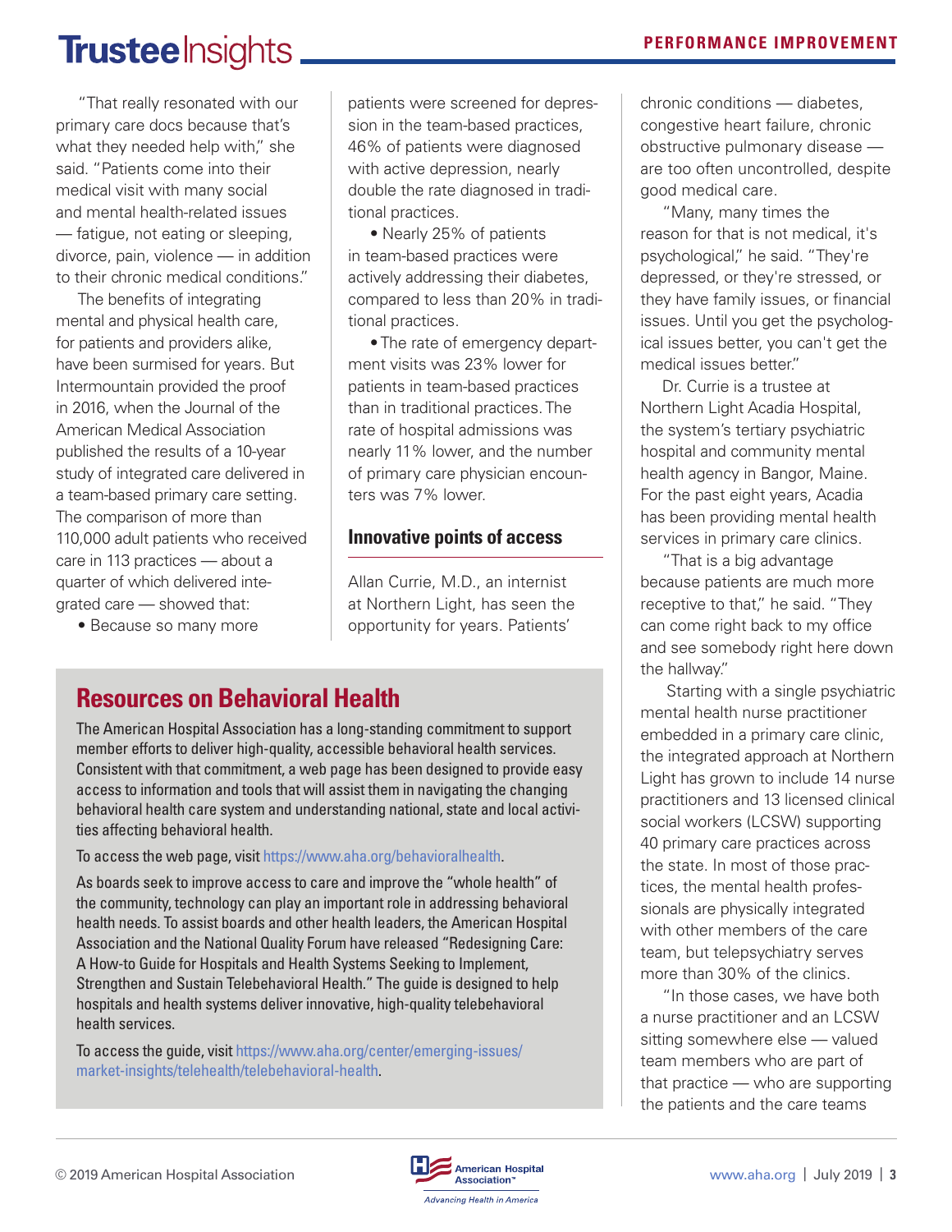"That really resonated with our primary care docs because that's what they needed help with," she said. "Patients come into their medical visit with many social and mental health-related issues — fatigue, not eating or sleeping, divorce, pain, violence — in addition to their chronic medical conditions."

The benefits of integrating mental and physical health care, for patients and providers alike, have been surmised for years. But Intermountain provided the proof in 2016, when the Journal of the American Medical Association published the results of a 10-year study of integrated care delivered in a team-based primary care setting. The comparison of more than 110,000 adult patients who received care in 113 practices — about a quarter of which delivered integrated care — showed that:

- Because so many more patients were screened for depression in the team-based practices, 46% of patients were diagnosed with active depression, nearly double the rate diagnosed in traditional practices.
- Nearly 25% of patients in team-based practices were actively addressing their diabetes, compared to less than 20% in traditional practices.
- The rate of emergency department visits was 23% lower for patients in team-based practices than in traditional practices. The rate of hospital admissions was nearly 11% lower, and the number of primary care physician encounters was 7% lower.

## Innovative points of access

Allan Currie, M.D., an internist at Northern Light, has seen the opportunity for years. Patients' chronic conditions — diabetes, congestive heart failure, chronic obstructive pulmonary disease — are too often uncontrolled, despite good medical care.

"Many, many times the reason for that is not medical, it's psychological," he said. "They're depressed, or they're stressed, or they have family issues, or financial issues. Until you get the psychological issues better, you can't get the medical issues better."

Dr. Currie is a trustee at Northern Light Acadia Hospital, the system's tertiary psychiatric hospital and community mental health agency in Bangor, Maine. For the past eight years, Acadia has been providing mental health services in primary care clinics.

"That is a big advantage because patients are much more receptive to that," he said. "They can come right back to my office and see somebody right here down the hallway."

Starting with a single psychiatric mental health nurse practitioner embedded in a primary care clinic, the integrated approach at Northern Light has grown to include 14 nurse practitioners and 13 licensed clinical social workers (LCSW) supporting 40 primary care practices across the state. In most of those practices, the mental health professionals are physically integrated with other members of the care team, but telepsychiatry serves more than 30% of the clinics.

"In those cases, we have both a nurse practitioner and an LCSW sitting somewhere else — valued team members who are part of that practice — who are supporting the patients and the care teams

## Resources on Behavioral Health

The American Hospital Association has a long-standing commitment to support member efforts to deliver high-quality, accessible behavioral health services. Consistent with that commitment, a web page has been designed to provide easy access to information and tools that will assist them in navigating the changing behavioral health care system and understanding national, state and local activities affecting behavioral health.

To access the web page, visit https://www.aha.org/behavioralhealth.

As boards seek to improve access to care and improve the "whole health" of the community, technology can play an important role in addressing behavioral health needs. To assist boards and other health leaders, the American Hospital Association and the National Quality Forum have released "Redesigning Care: A How-to Guide for Hospitals and Health Systems Seeking to Implement, Strengthen and Sustain Telebehavioral Health." The guide is designed to help hospitals and health systems deliver innovative, high-quality telebehavioral health services.

To access the guide, visit https://www.aha.org/center/emerging-issues/market-insights/telehealth/telebehavioral-health.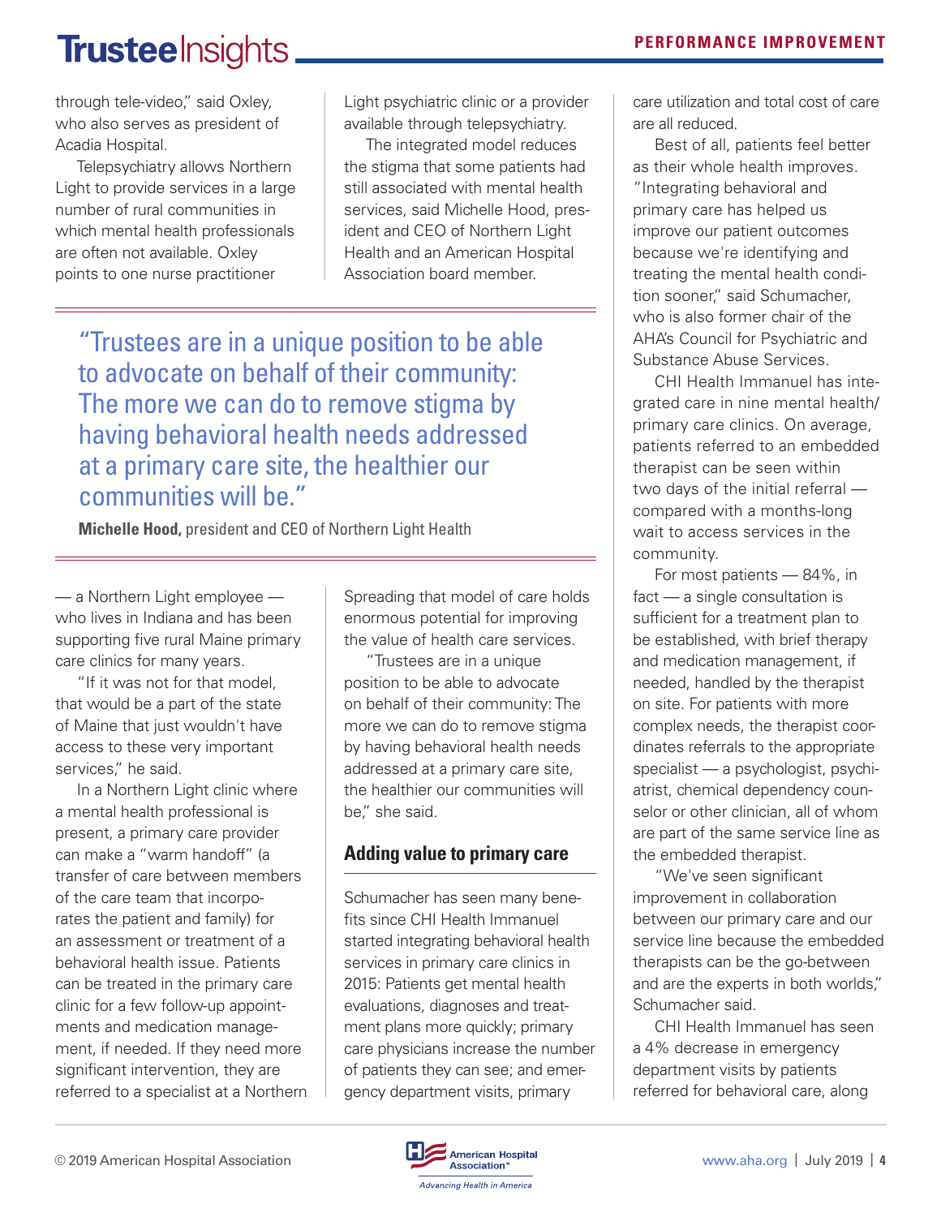through tele-video," said Oxley, who also serves as president of Acadia Hospital.

Telepsychiatry allows Northern Light to provide services in a large number of rural communities in which mental health professionals are often not available. Oxley points to one nurse practitioner — a Northern Light employee — who lives in Indiana and has been supporting five rural Maine primary care clinics for many years.

"If it was not for that model, that would be a part of the state of Maine that just wouldn't have access to these very important services," he said.

In a Northern Light clinic where a mental health professional is present, a primary care provider can make a "warm handoff" (a transfer of care between members of the care team that incorporates the patient and family) for an assessment or treatment of a behavioral health issue. Patients can be treated in the primary care clinic for a few follow-up appointments and medication management, if needed. If they need more significant intervention, they are referred to a specialist at a Northern Light psychiatric clinic or a provider available through telepsychiatry.

The integrated model reduces the stigma that some patients had still associated with mental health services, said Michelle Hood, president and CEO of Northern Light Health and an American Hospital Association board member.

> "Trustees are in a unique position to be able to advocate on behalf of their community: The more we can do to remove stigma by having behavioral health needs addressed at a primary care site, the healthier our communities will be."
>
> **Michelle Hood,** president and CEO of Northern Light Health

Spreading that model of care holds enormous potential for improving the value of health care services.

"Trustees are in a unique position to be able to advocate on behalf of their community: The more we can do to remove stigma by having behavioral health needs addressed at a primary care site, the healthier our communities will be," she said.

## Adding value to primary care

Schumacher has seen many benefits since CHI Health Immanuel started integrating behavioral health services in primary care clinics in 2015: Patients get mental health evaluations, diagnoses and treatment plans more quickly; primary care physicians increase the number of patients they can see; and emergency department visits, primary care utilization and total cost of care are all reduced.

Best of all, patients feel better as their whole health improves. "Integrating behavioral and primary care has helped us improve our patient outcomes because we're identifying and treating the mental health condition sooner," said Schumacher, who is also former chair of the AHA's Council for Psychiatric and Substance Abuse Services.

CHI Health Immanuel has integrated care in nine mental health/primary care clinics. On average, patients referred to an embedded therapist can be seen within two days of the initial referral — compared with a months-long wait to access services in the community.

For most patients — 84%, in fact — a single consultation is sufficient for a treatment plan to be established, with brief therapy and medication management, if needed, handled by the therapist on site. For patients with more complex needs, the therapist coordinates referrals to the appropriate specialist — a psychologist, psychiatrist, chemical dependency counselor or other clinician, all of whom are part of the same service line as the embedded therapist.

"We've seen significant improvement in collaboration between our primary care and our service line because the embedded therapists can be the go-between and are the experts in both worlds," Schumacher said.

CHI Health Immanuel has seen a 4% decrease in emergency department visits by patients referred for behavioral care, along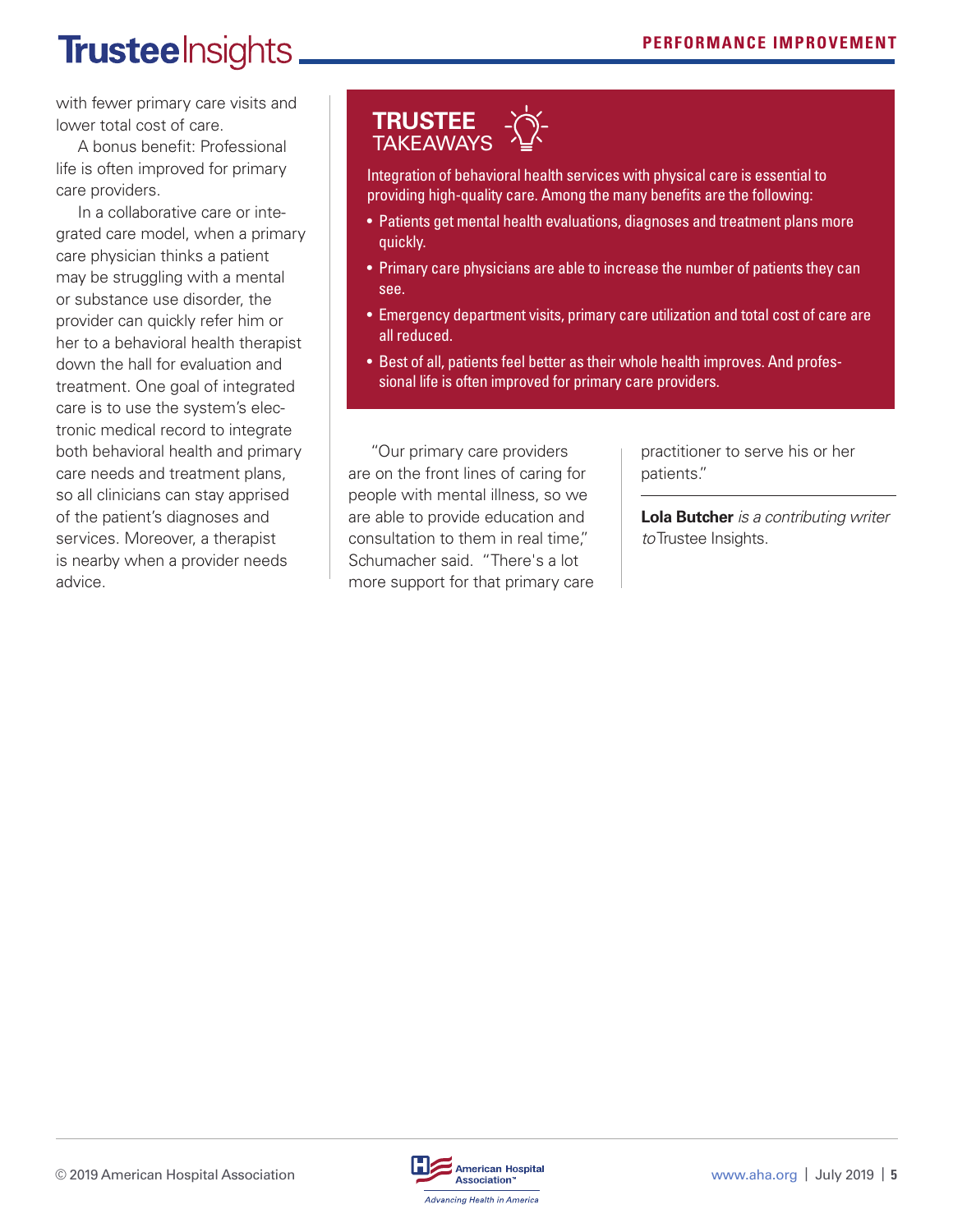with fewer primary care visits and lower total cost of care.

A bonus benefit: Professional life is often improved for primary care providers.

In a collaborative care or integrated care model, when a primary care physician thinks a patient may be struggling with a mental or substance use disorder, the provider can quickly refer him or her to a behavioral health therapist down the hall for evaluation and treatment. One goal of integrated care is to use the system's electronic medical record to integrate both behavioral health and primary care needs and treatment plans, so all clinicians can stay apprised of the patient's diagnoses and services. Moreover, a therapist is nearby when a provider needs advice.

## TRUSTEE TAKEAWAYS

Integration of behavioral health services with physical care is essential to providing high-quality care. Among the many benefits are the following:

- Patients get mental health evaluations, diagnoses and treatment plans more quickly.
- Primary care physicians are able to increase the number of patients they can see.
- Emergency department visits, primary care utilization and total cost of care are all reduced.
- Best of all, patients feel better as their whole health improves. And professional life is often improved for primary care providers.

"Our primary care providers are on the front lines of caring for people with mental illness, so we are able to provide education and consultation to them in real time," Schumacher said. "There's a lot more support for that primary care practitioner to serve his or her patients."

---

**Lola Butcher** *is a contributing writer to* Trustee Insights.